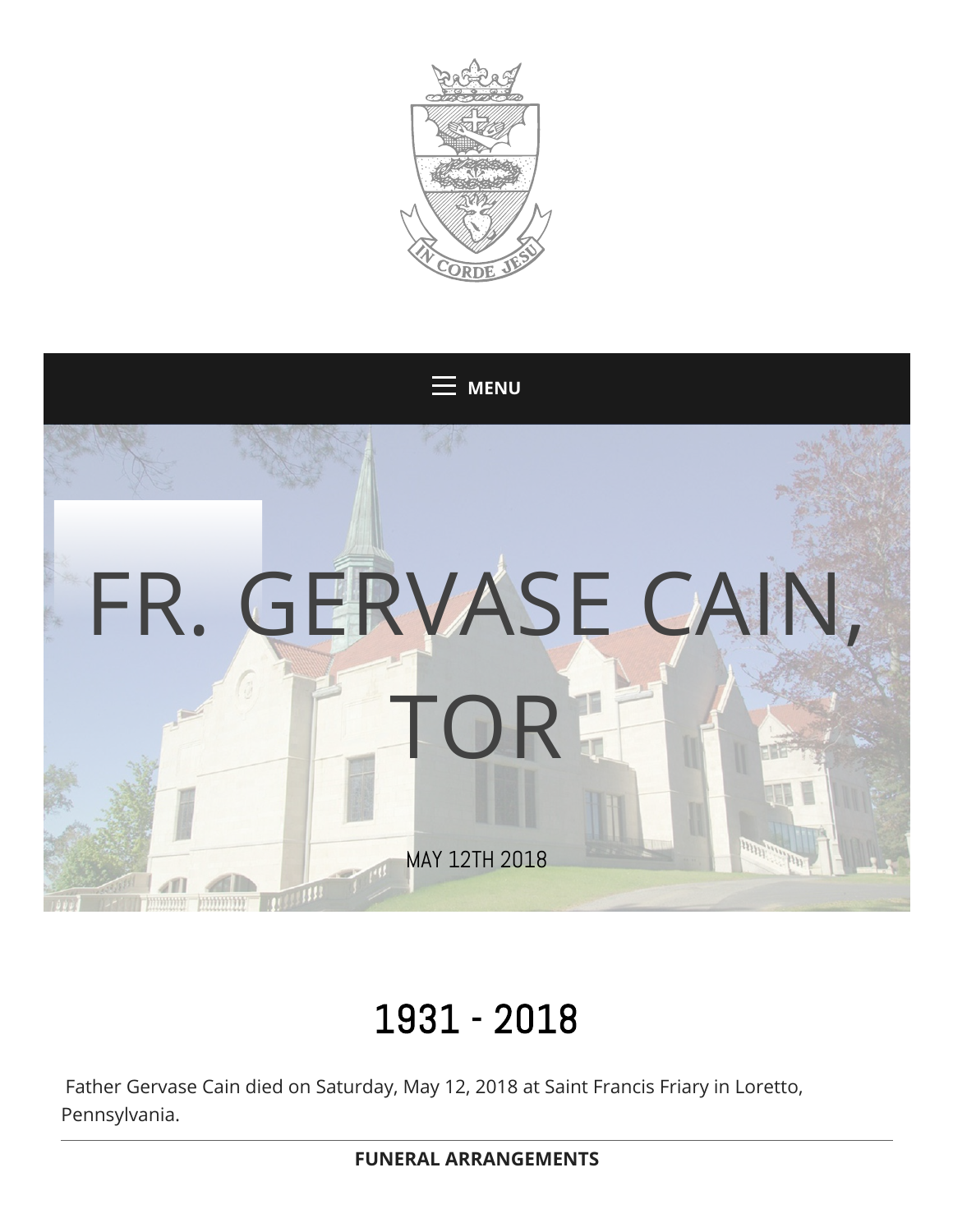MENU

# FR. GERVASE CAIN, TOR

MAY 12TH 2018

## 1931 - 2018

Father Gervase Cain died on Saturday, May 12, 2018 at Saint Francis Friary in Loretto, Pennsylvania.

---

**FUNERAL ARRANGEMENTS**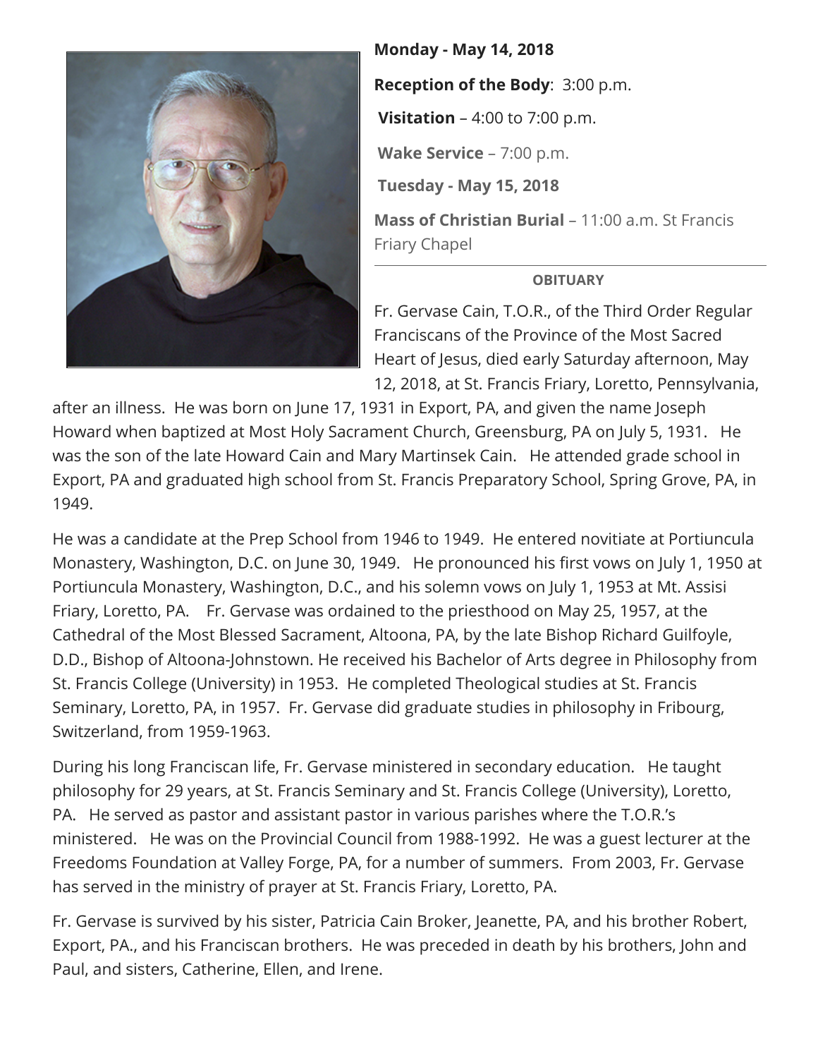**Monday - May 14, 2018**

**Reception of the Body**: 3:00 p.m.

**Visitation** – 4:00 to 7:00 p.m.

**Wake Service** – 7:00 p.m.

**Tuesday - May 15, 2018**

**Mass of Christian Burial** – 11:00 a.m. St Francis Friary Chapel

---

**OBITUARY**

Fr. Gervase Cain, T.O.R., of the Third Order Regular Franciscans of the Province of the Most Sacred Heart of Jesus, died early Saturday afternoon, May 12, 2018, at St. Francis Friary, Loretto, Pennsylvania, after an illness. He was born on June 17, 1931 in Export, PA, and given the name Joseph Howard when baptized at Most Holy Sacrament Church, Greensburg, PA on July 5, 1931. He was the son of the late Howard Cain and Mary Martinsek Cain. He attended grade school in Export, PA and graduated high school from St. Francis Preparatory School, Spring Grove, PA, in 1949.

He was a candidate at the Prep School from 1946 to 1949. He entered novitiate at Portiuncula Monastery, Washington, D.C. on June 30, 1949. He pronounced his first vows on July 1, 1950 at Portiuncula Monastery, Washington, D.C., and his solemn vows on July 1, 1953 at Mt. Assisi Friary, Loretto, PA. Fr. Gervase was ordained to the priesthood on May 25, 1957, at the Cathedral of the Most Blessed Sacrament, Altoona, PA, by the late Bishop Richard Guilfoyle, D.D., Bishop of Altoona-Johnstown. He received his Bachelor of Arts degree in Philosophy from St. Francis College (University) in 1953. He completed Theological studies at St. Francis Seminary, Loretto, PA, in 1957. Fr. Gervase did graduate studies in philosophy in Fribourg, Switzerland, from 1959-1963.

During his long Franciscan life, Fr. Gervase ministered in secondary education. He taught philosophy for 29 years, at St. Francis Seminary and St. Francis College (University), Loretto, PA. He served as pastor and assistant pastor in various parishes where the T.O.R.'s ministered. He was on the Provincial Council from 1988-1992. He was a guest lecturer at the Freedoms Foundation at Valley Forge, PA, for a number of summers. From 2003, Fr. Gervase has served in the ministry of prayer at St. Francis Friary, Loretto, PA.

Fr. Gervase is survived by his sister, Patricia Cain Broker, Jeanette, PA, and his brother Robert, Export, PA., and his Franciscan brothers. He was preceded in death by his brothers, John and Paul, and sisters, Catherine, Ellen, and Irene.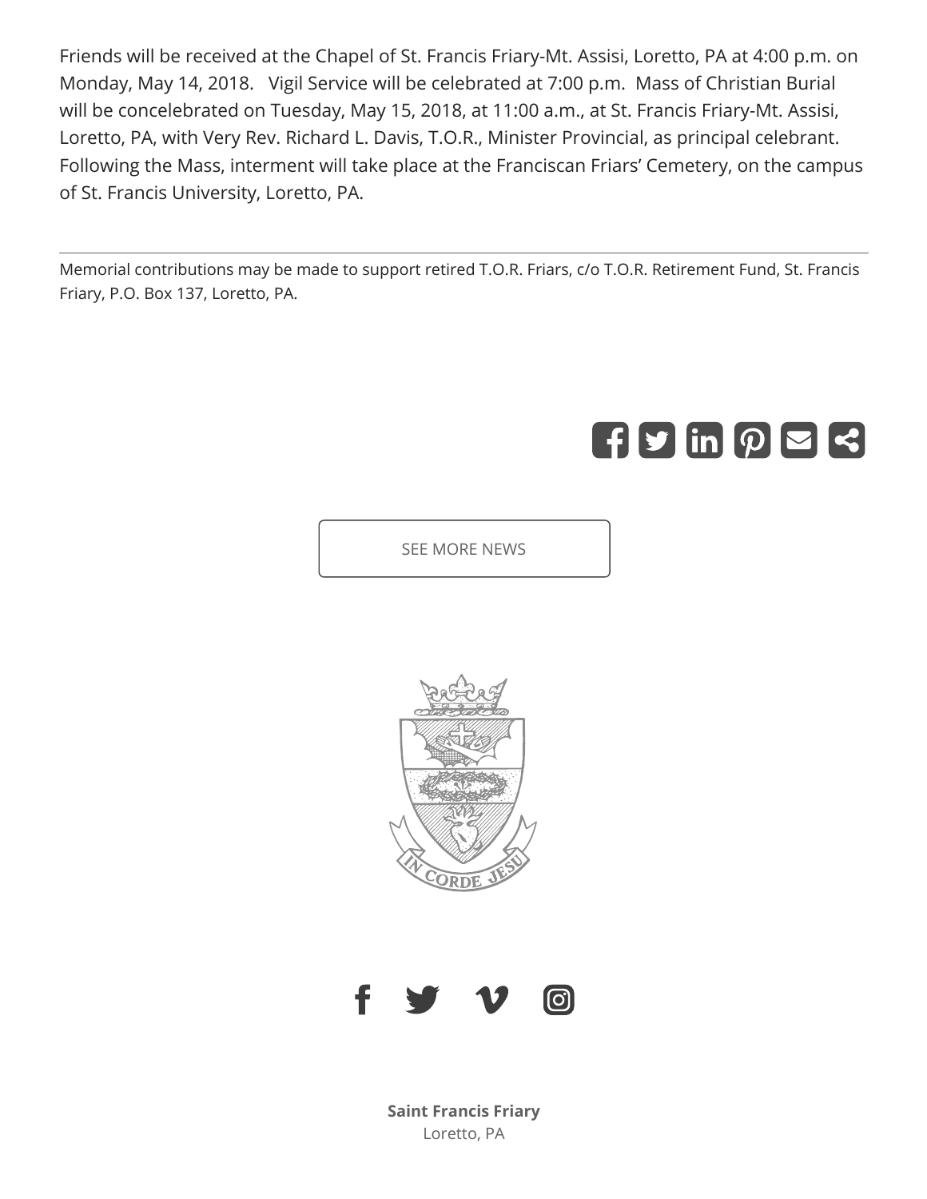Friends will be received at the Chapel of St. Francis Friary-Mt. Assisi, Loretto, PA at 4:00 p.m. on Monday, May 14, 2018. Vigil Service will be celebrated at 7:00 p.m. Mass of Christian Burial will be concelebrated on Tuesday, May 15, 2018, at 11:00 a.m., at St. Francis Friary-Mt. Assisi, Loretto, PA, with Very Rev. Richard L. Davis, T.O.R., Minister Provincial, as principal celebrant. Following the Mass, interment will take place at the Franciscan Friars' Cemetery, on the campus of St. Francis University, Loretto, PA.

---

Memorial contributions may be made to support retired T.O.R. Friars, c/o T.O.R. Retirement Fund, St. Francis Friary, P.O. Box 137, Loretto, PA.

SEE MORE NEWS

IN CORDE JESU

**Saint Francis Friary**
Loretto, PA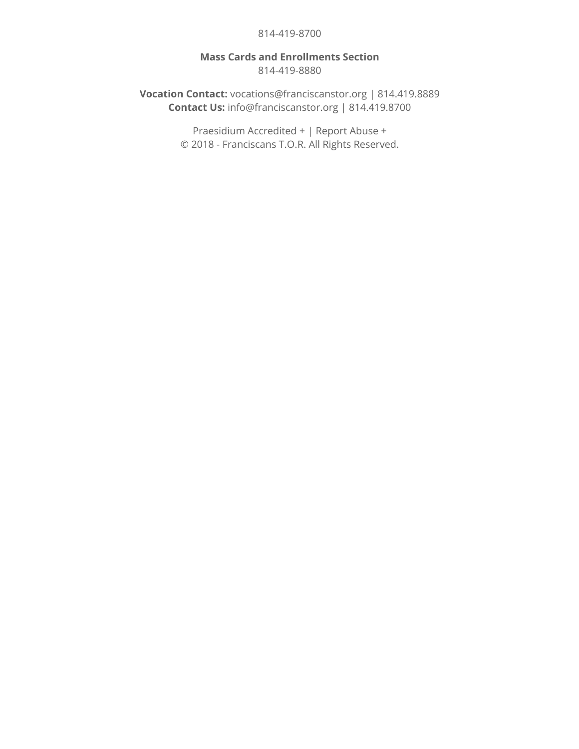814-419-8700

**Mass Cards and Enrollments Section**
814-419-8880

**Vocation Contact:** vocations@franciscanstor.org | 814.419.8889
**Contact Us:** info@franciscanstor.org | 814.419.8700

Praesidium Accredited + | Report Abuse +
© 2018 - Franciscans T.O.R. All Rights Reserved.